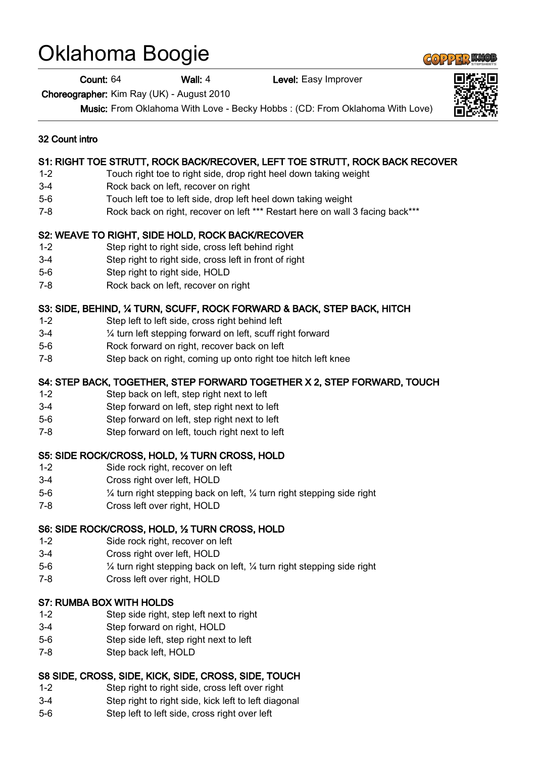# Oklahoma Boogie

**Count:** 64 **Wall:** 4 **Level:** Easy Improver

**Choreographer:** Kim Ray (UK) - August 2010

**Music:** From Oklahoma With Love - Becky Hobbs : (CD: From Oklahoma With Love)

**32 Count intro**

**S1: RIGHT TOE STRUTT, ROCK BACK/RECOVER, LEFT TOE STRUTT, ROCK BACK RECOVER**

1-2 Touch right toe to right side, drop right heel down taking weight
3-4 Rock back on left, recover on right
5-6 Touch left toe to left side, drop left heel down taking weight
7-8 Rock back on right, recover on left *** Restart here on wall 3 facing back***

**S2: WEAVE TO RIGHT, SIDE HOLD, ROCK BACK/RECOVER**

1-2 Step right to right side, cross left behind right
3-4 Step right to right side, cross left in front of right
5-6 Step right to right side, HOLD
7-8 Rock back on left, recover on right

**S3: SIDE, BEHIND, ¼ TURN, SCUFF, ROCK FORWARD & BACK, STEP BACK, HITCH**

1-2 Step left to left side, cross right behind left
3-4 ¼ turn left stepping forward on left, scuff right forward
5-6 Rock forward on right, recover back on left
7-8 Step back on right, coming up onto right toe hitch left knee

**S4: STEP BACK, TOGETHER, STEP FORWARD TOGETHER X 2, STEP FORWARD, TOUCH**

1-2 Step back on left, step right next to left
3-4 Step forward on left, step right next to left
5-6 Step forward on left, step right next to left
7-8 Step forward on left, touch right next to left

**S5: SIDE ROCK/CROSS, HOLD, ½ TURN CROSS, HOLD**

1-2 Side rock right, recover on left
3-4 Cross right over left, HOLD
5-6 ¼ turn right stepping back on left, ¼ turn right stepping side right
7-8 Cross left over right, HOLD

**S6: SIDE ROCK/CROSS, HOLD, ½ TURN CROSS, HOLD**

1-2 Side rock right, recover on left
3-4 Cross right over left, HOLD
5-6 ¼ turn right stepping back on left, ¼ turn right stepping side right
7-8 Cross left over right, HOLD

**S7: RUMBA BOX WITH HOLDS**

1-2 Step side right, step left next to right
3-4 Step forward on right, HOLD
5-6 Step side left, step right next to left
7-8 Step back left, HOLD

**S8 SIDE, CROSS, SIDE, KICK, SIDE, CROSS, SIDE, TOUCH**

1-2 Step right to right side, cross left over right
3-4 Step right to right side, kick left to left diagonal
5-6 Step left to left side, cross right over left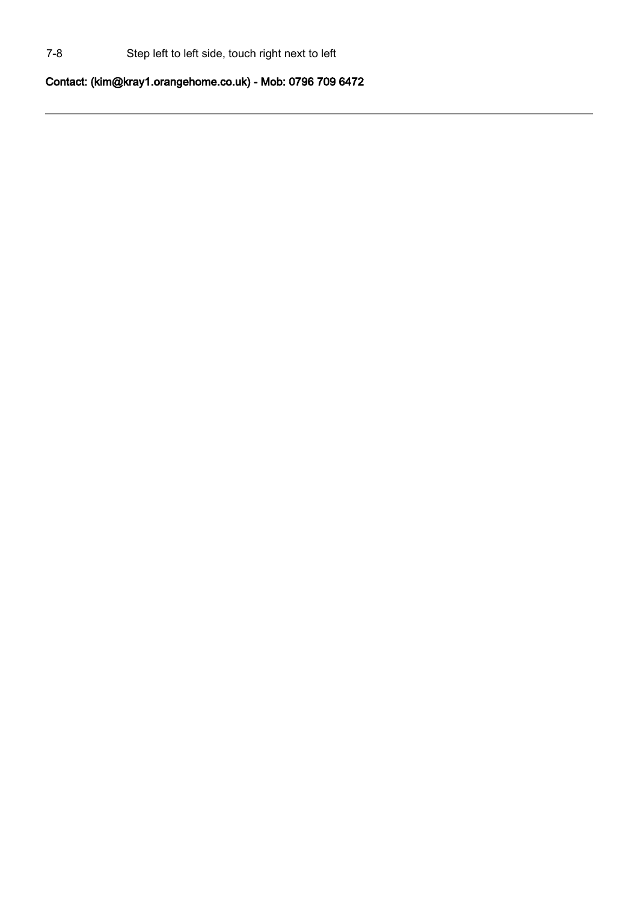| | |
|---|---|
| 7-8 | Step left to left side, touch right next to left |

**Contact: (kim@kray1.orangehome.co.uk) - Mob: 0796 709 6472**

---